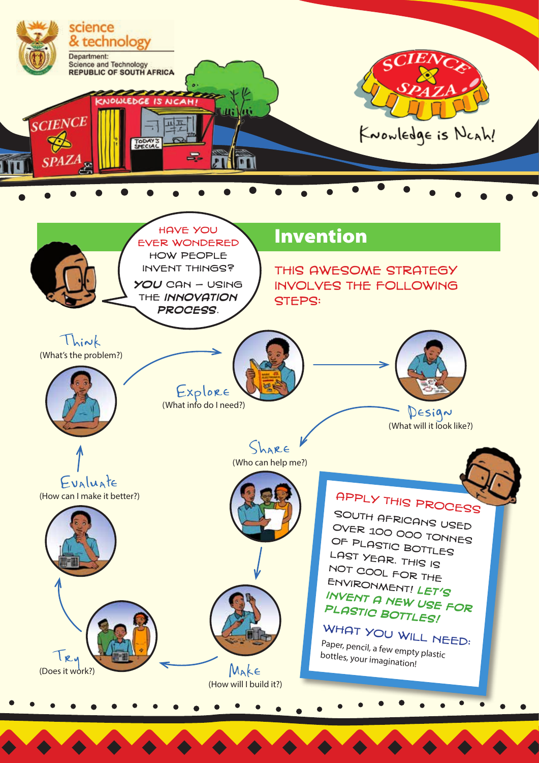science & technology

Department:
Science and Technology
REPUBLIC OF SOUTH AFRICA

SCIENCE SPAZA

Knowledge is Ncah!

HAVE YOU EVER WONDERED HOW PEOPLE INVENT THINGS? ***YOU*** CAN – USING THE ***INNOVATION PROCESS***.

# Invention

THIS AWESOME STRATEGY INVOLVES THE FOLLOWING STEPS:

- **Think** (What's the problem?)
- **Explore** (What info do I need?)
- **Design** (What will it look like?)
- **Share** (Who can help me?)
- **Make** (How will I build it?)
- **Try** (Does it work?)
- **Evaluate** (How can I make it better?)

## APPLY THIS PROCESS

SOUTH AFRICANS USED OVER 100 000 TONNES OF PLASTIC BOTTLES LAST YEAR. THIS IS NOT COOL FOR THE ENVIRONMENT! ***LET'S INVENT A NEW USE FOR PLASTIC BOTTLES!***

**WHAT YOU WILL NEED:**

Paper, pencil, a few empty plastic bottles, your imagination!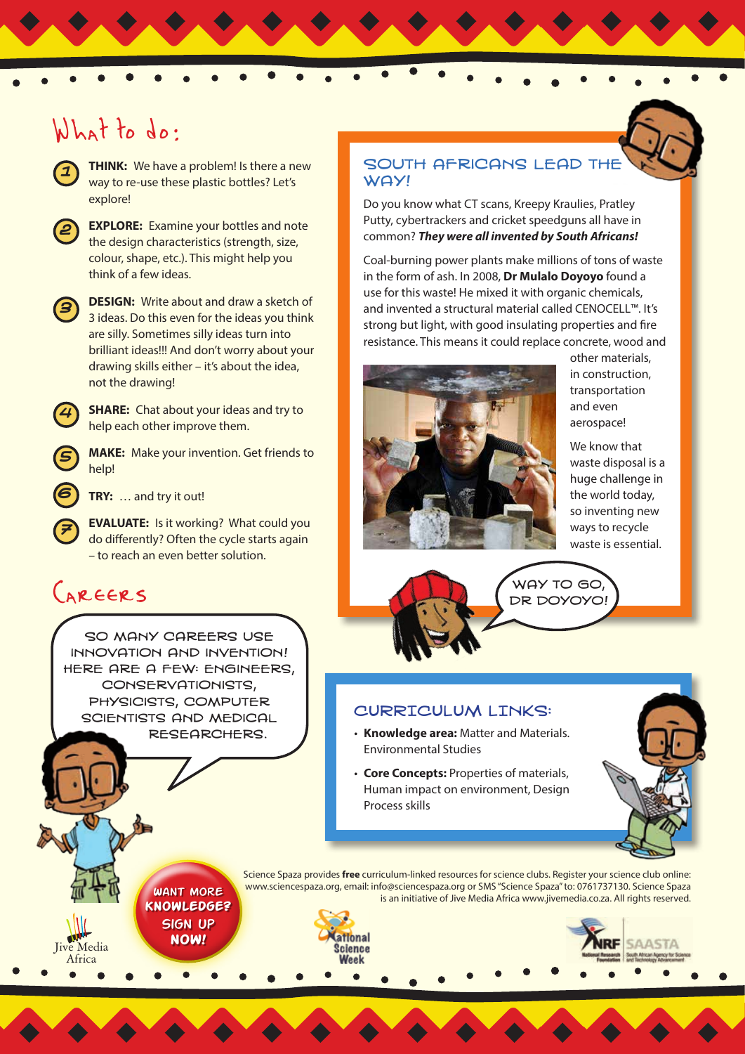## What to do:

1. **THINK:** We have a problem! Is there a new way to re-use these plastic bottles? Let's explore!
2. **EXPLORE:** Examine your bottles and note the design characteristics (strength, size, colour, shape, etc.). This might help you think of a few ideas.
3. **DESIGN:** Write about and draw a sketch of 3 ideas. Do this even for the ideas you think are silly. Sometimes silly ideas turn into brilliant ideas!!! And don't worry about your drawing skills either – it's about the idea, not the drawing!
4. **SHARE:** Chat about your ideas and try to help each other improve them.
5. **MAKE:** Make your invention. Get friends to help!
6. **TRY:** … and try it out!
7. **EVALUATE:** Is it working? What could you do differently? Often the cycle starts again – to reach an even better solution.

## Careers

SO MANY CAREERS USE INNOVATION AND INVENTION! HERE ARE A FEW: ENGINEERS, CONSERVATIONISTS, PHYSICISTS, COMPUTER SCIENTISTS AND MEDICAL RESEARCHERS.

## SOUTH AFRICANS LEAD THE WAY!

Do you know what CT scans, Kreepy Kraulies, Pratley Putty, cybertrackers and cricket speedguns all have in common? ***They were all invented by South Africans!***

Coal-burning power plants make millions of tons of waste in the form of ash. In 2008, **Dr Mulalo Doyoyo** found a use for this waste! He mixed it with organic chemicals, and invented a structural material called CENOCELL™. It's strong but light, with good insulating properties and fire resistance. This means it could replace concrete, wood and other materials, in construction, transportation and even aerospace!

We know that waste disposal is a huge challenge in the world today, so inventing new ways to recycle waste is essential.

WAY TO GO, DR DOYOYO!

## CURRICULUM LINKS:

- **Knowledge area:** Matter and Materials. Environmental Studies
- **Core Concepts:** Properties of materials, Human impact on environment, Design Process skills

WANT MORE KNOWLEDGE? SIGN UP NOW!

Science Spaza provides **free** curriculum-linked resources for science clubs. Register your science club online: www.sciencespaza.org, email: info@sciencespaza.org or SMS "Science Spaza" to: 0761737130. Science Spaza is an initiative of Jive Media Africa www.jivemedia.co.za. All rights reserved.

Jive Media Africa

National Science Week

NRF National Research Foundation | SAASTA South African Agency for Science and Technology Advancement